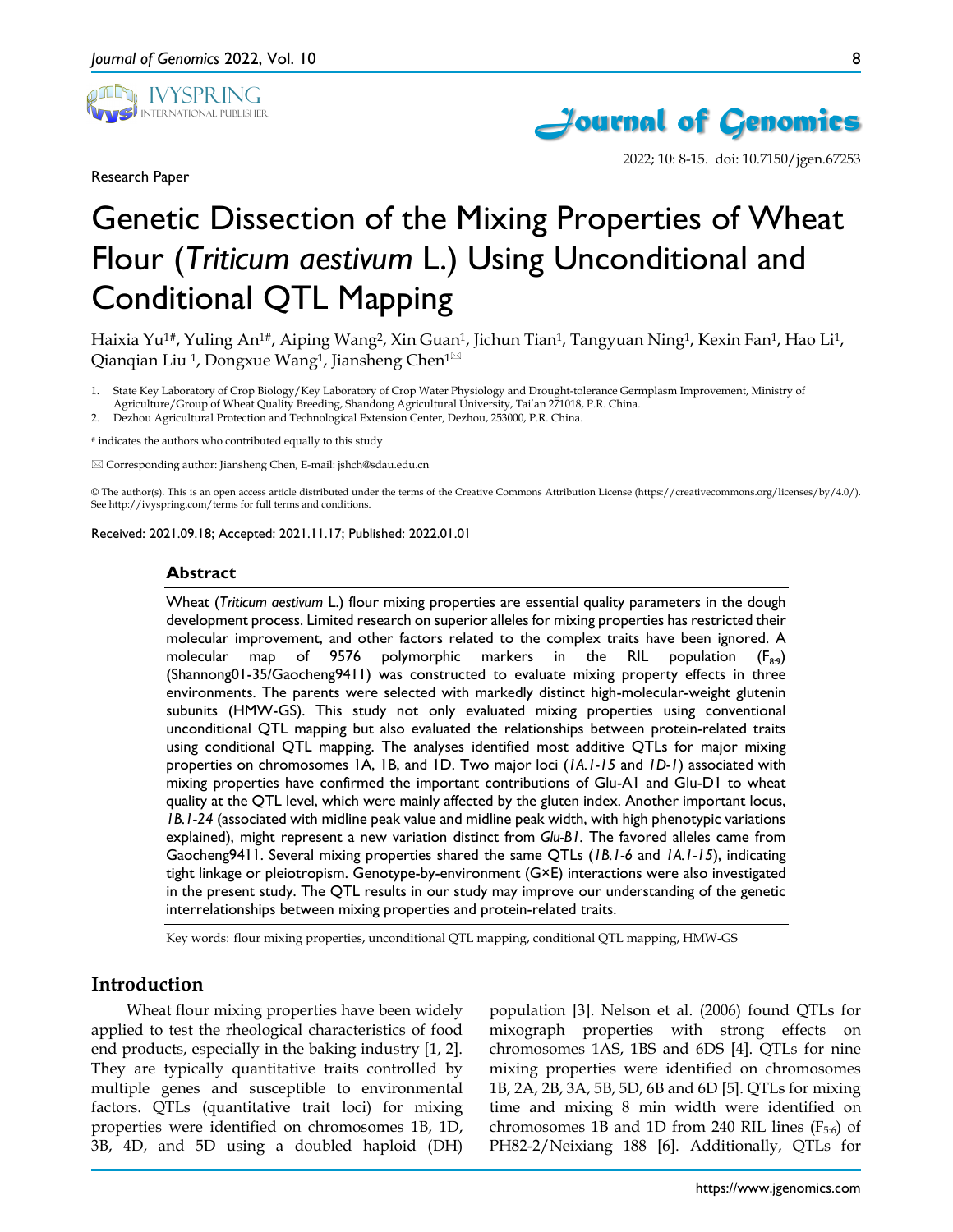Research Paper

# Genetic Dissection of the Mixing Properties of Wheat Flour (*Triticum aestivum* L.) Using Unconditional and Conditional QTL Mapping

Haixia Yu[1#], Yuling An[1#], Aiping Wang[2], Xin Guan[1], Jichun Tian[1], Tangyuan Ning[1], Kexin Fan[1], Hao Li[1], Qianqian Liu [1], Dongxue Wang[1], Jiansheng Chen[1]✉

1. State Key Laboratory of Crop Biology/Key Laboratory of Crop Water Physiology and Drought-tolerance Germplasm Improvement, Ministry of Agriculture/Group of Wheat Quality Breeding, Shandong Agricultural University, Tai'an 271018, P.R. China.
2. Dezhou Agricultural Protection and Technological Extension Center, Dezhou, 253000, P.R. China.

# indicates the authors who contributed equally to this study

✉ Corresponding author: Jiansheng Chen, E-mail: jshch@sdau.edu.cn

© The author(s). This is an open access article distributed under the terms of the Creative Commons Attribution License (https://creativecommons.org/licenses/by/4.0/). See http://ivyspring.com/terms for full terms and conditions.

Received: 2021.09.18; Accepted: 2021.11.17; Published: 2022.01.01

## Abstract

Wheat (*Triticum aestivum* L.) flour mixing properties are essential quality parameters in the dough development process. Limited research on superior alleles for mixing properties has restricted their molecular improvement, and other factors related to the complex traits have been ignored. A molecular map of 9576 polymorphic markers in the RIL population ($F_{8:9}$) (Shannong01-35/Gaocheng9411) was constructed to evaluate mixing property effects in three environments. The parents were selected with markedly distinct high-molecular-weight glutenin subunits (HMW-GS). This study not only evaluated mixing properties using conventional unconditional QTL mapping but also evaluated the relationships between protein-related traits using conditional QTL mapping. The analyses identified most additive QTLs for major mixing properties on chromosomes 1A, 1B, and 1D. Two major loci (*1A.1-15* and *1D-1*) associated with mixing properties have confirmed the important contributions of Glu-A1 and Glu-D1 to wheat quality at the QTL level, which were mainly affected by the gluten index. Another important locus, *1B.1-24* (associated with midline peak value and midline peak width, with high phenotypic variations explained), might represent a new variation distinct from *Glu-B1*. The favored alleles came from Gaocheng9411. Several mixing properties shared the same QTLs (*1B.1-6* and *1A.1-15*), indicating tight linkage or pleiotropism. Genotype-by-environment (G×E) interactions were also investigated in the present study. The QTL results in our study may improve our understanding of the genetic interrelationships between mixing properties and protein-related traits.

Key words: flour mixing properties, unconditional QTL mapping, conditional QTL mapping, HMW-GS

## Introduction

Wheat flour mixing properties have been widely applied to test the rheological characteristics of food end products, especially in the baking industry [1, 2]. They are typically quantitative traits controlled by multiple genes and susceptible to environmental factors. QTLs (quantitative trait loci) for mixing properties were identified on chromosomes 1B, 1D, 3B, 4D, and 5D using a doubled haploid (DH) population [3]. Nelson et al. (2006) found QTLs for mixograph properties with strong effects on chromosomes 1AS, 1BS and 6DS [4]. QTLs for nine mixing properties were identified on chromosomes 1B, 2A, 2B, 3A, 5B, 5D, 6B and 6D [5]. QTLs for mixing time and mixing 8 min width were identified on chromosomes 1B and 1D from 240 RIL lines ($F_{5:6}$) of PH82-2/Neixiang 188 [6]. Additionally, QTLs for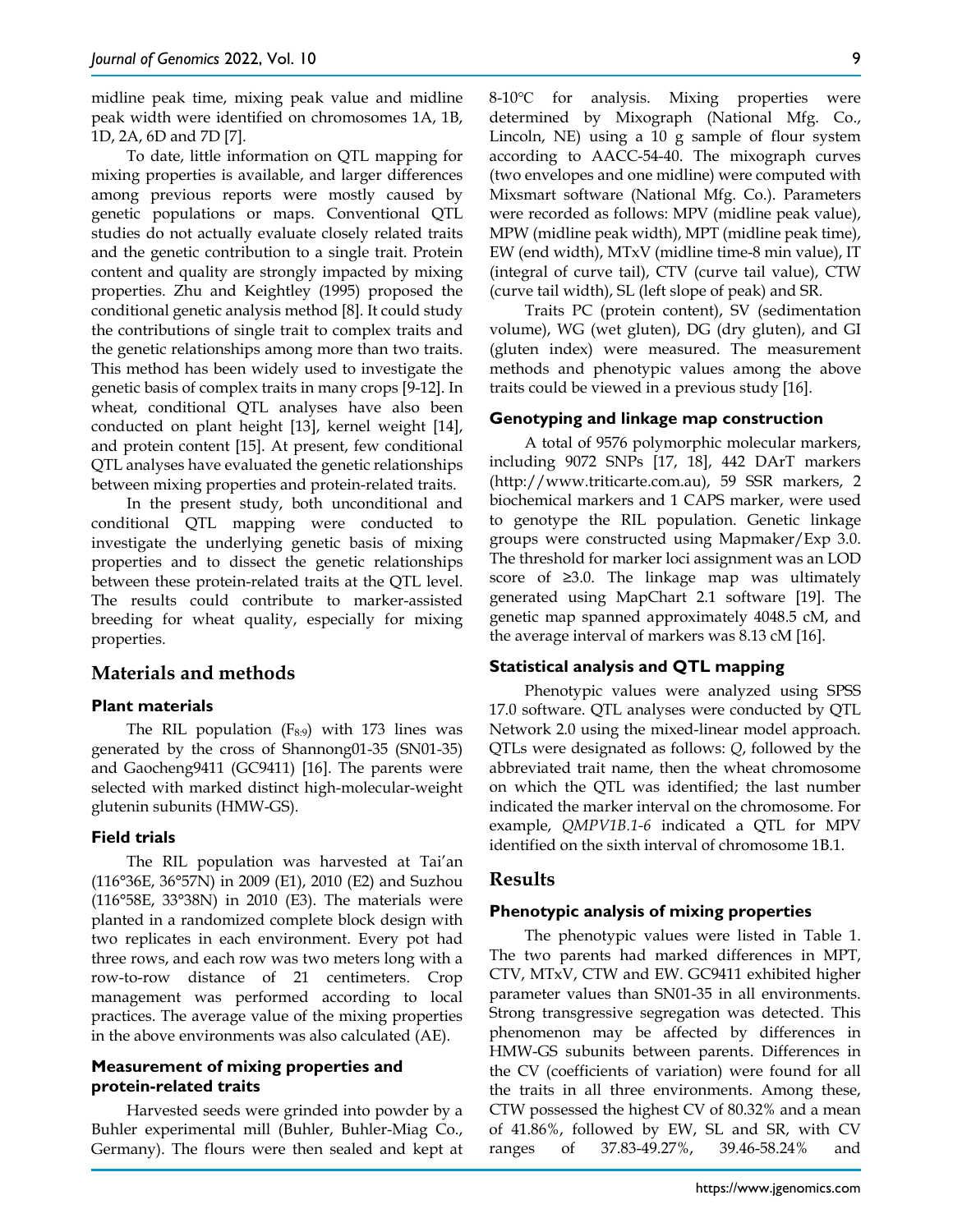midline peak time, mixing peak value and midline peak width were identified on chromosomes 1A, 1B, 1D, 2A, 6D and 7D [7].

To date, little information on QTL mapping for mixing properties is available, and larger differences among previous reports were mostly caused by genetic populations or maps. Conventional QTL studies do not actually evaluate closely related traits and the genetic contribution to a single trait. Protein content and quality are strongly impacted by mixing properties. Zhu and Keightley (1995) proposed the conditional genetic analysis method [8]. It could study the contributions of single trait to complex traits and the genetic relationships among more than two traits. This method has been widely used to investigate the genetic basis of complex traits in many crops [9-12]. In wheat, conditional QTL analyses have also been conducted on plant height [13], kernel weight [14], and protein content [15]. At present, few conditional QTL analyses have evaluated the genetic relationships between mixing properties and protein-related traits.

In the present study, both unconditional and conditional QTL mapping were conducted to investigate the underlying genetic basis of mixing properties and to dissect the genetic relationships between these protein-related traits at the QTL level. The results could contribute to marker-assisted breeding for wheat quality, especially for mixing properties.

## Materials and methods

### Plant materials

The RIL population ($F_{8:9}$) with 173 lines was generated by the cross of Shannong01-35 (SN01-35) and Gaocheng9411 (GC9411) [16]. The parents were selected with marked distinct high-molecular-weight glutenin subunits (HMW-GS).

### Field trials

The RIL population was harvested at Tai'an (116°36E, 36°57N) in 2009 (E1), 2010 (E2) and Suzhou (116°58E, 33°38N) in 2010 (E3). The materials were planted in a randomized complete block design with two replicates in each environment. Every pot had three rows, and each row was two meters long with a row-to-row distance of 21 centimeters. Crop management was performed according to local practices. The average value of the mixing properties in the above environments was also calculated (AE).

### Measurement of mixing properties and protein-related traits

Harvested seeds were grinded into powder by a Buhler experimental mill (Buhler, Buhler-Miag Co., Germany). The flours were then sealed and kept at 8-10°C for analysis. Mixing properties were determined by Mixograph (National Mfg. Co., Lincoln, NE) using a 10 g sample of flour system according to AACC-54-40. The mixograph curves (two envelopes and one midline) were computed with Mixsmart software (National Mfg. Co.). Parameters were recorded as follows: MPV (midline peak value), MPW (midline peak width), MPT (midline peak time), EW (end width), MTxV (midline time-8 min value), IT (integral of curve tail), CTV (curve tail value), CTW (curve tail width), SL (left slope of peak) and SR.

Traits PC (protein content), SV (sedimentation volume), WG (wet gluten), DG (dry gluten), and GI (gluten index) were measured. The measurement methods and phenotypic values among the above traits could be viewed in a previous study [16].

### Genotyping and linkage map construction

A total of 9576 polymorphic molecular markers, including 9072 SNPs [17, 18], 442 DArT markers (http://www.triticarte.com.au), 59 SSR markers, 2 biochemical markers and 1 CAPS marker, were used to genotype the RIL population. Genetic linkage groups were constructed using Mapmaker/Exp 3.0. The threshold for marker loci assignment was an LOD score of ≥3.0. The linkage map was ultimately generated using MapChart 2.1 software [19]. The genetic map spanned approximately 4048.5 cM, and the average interval of markers was 8.13 cM [16].

### Statistical analysis and QTL mapping

Phenotypic values were analyzed using SPSS 17.0 software. QTL analyses were conducted by QTL Network 2.0 using the mixed-linear model approach. QTLs were designated as follows: *Q*, followed by the abbreviated trait name, then the wheat chromosome on which the QTL was identified; the last number indicated the marker interval on the chromosome. For example, *QMPV1B.1-6* indicated a QTL for MPV identified on the sixth interval of chromosome 1B.1.

## Results

### Phenotypic analysis of mixing properties

The phenotypic values were listed in Table 1. The two parents had marked differences in MPT, CTV, MTxV, CTW and EW. GC9411 exhibited higher parameter values than SN01-35 in all environments. Strong transgressive segregation was detected. This phenomenon may be affected by differences in HMW-GS subunits between parents. Differences in the CV (coefficients of variation) were found for all the traits in all three environments. Among these, CTW possessed the highest CV of 80.32% and a mean of 41.86%, followed by EW, SL and SR, with CV ranges of 37.83-49.27%, 39.46-58.24% and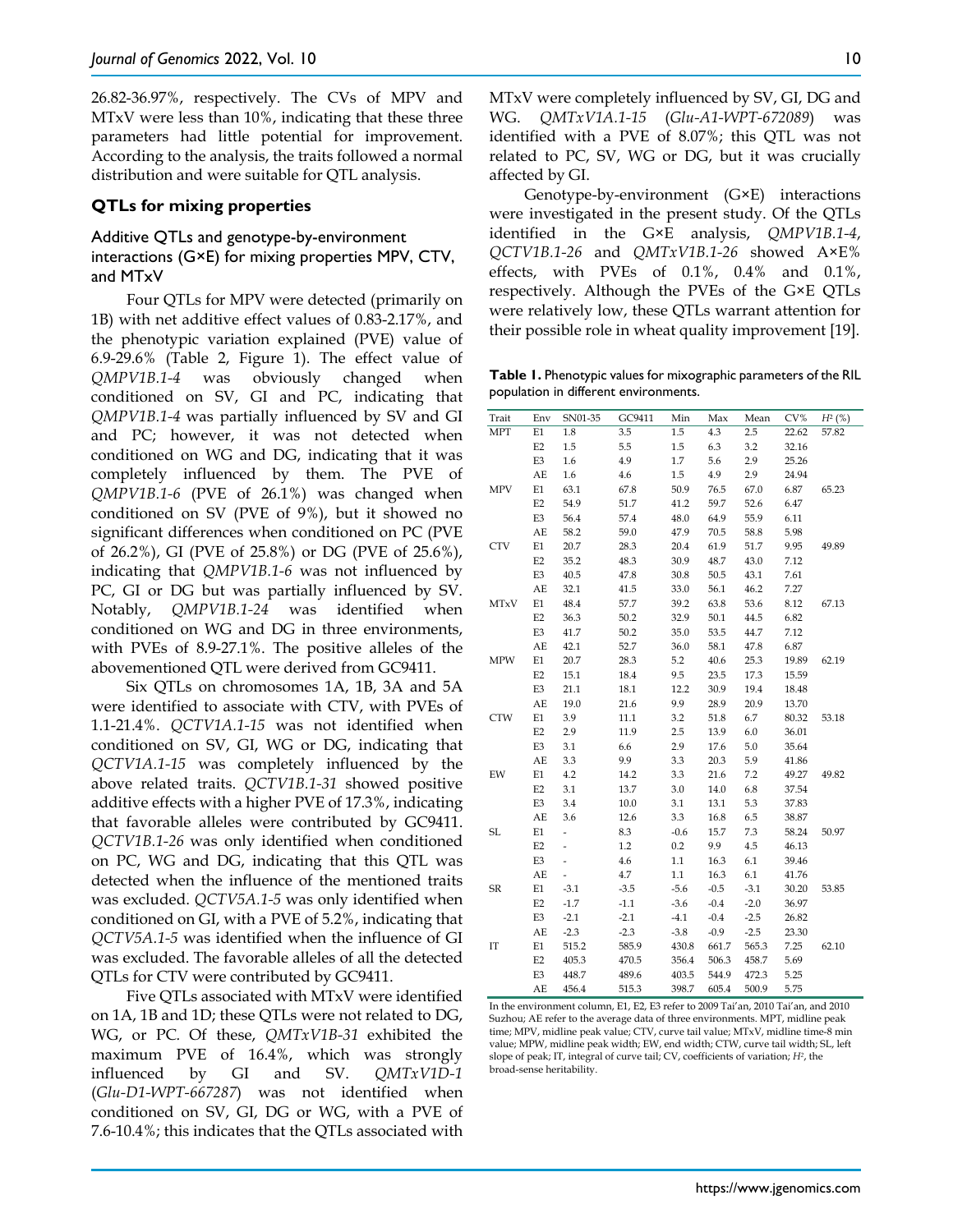26.82-36.97%, respectively. The CVs of MPV and MTxV were less than 10%, indicating that these three parameters had little potential for improvement. According to the analysis, the traits followed a normal distribution and were suitable for QTL analysis.

## QTLs for mixing properties

### Additive QTLs and genotype-by-environment interactions (G×E) for mixing properties MPV, CTV, and MTxV

Four QTLs for MPV were detected (primarily on 1B) with net additive effect values of 0.83-2.17%, and the phenotypic variation explained (PVE) value of 6.9-29.6% (Table 2, Figure 1). The effect value of *QMPV1B.1-4* was obviously changed when conditioned on SV, GI and PC, indicating that *QMPV1B.1-4* was partially influenced by SV and GI and PC; however, it was not detected when conditioned on WG and DG, indicating that it was completely influenced by them. The PVE of *QMPV1B.1-6* (PVE of 26.1%) was changed when conditioned on SV (PVE of 9%), but it showed no significant differences when conditioned on PC (PVE of 26.2%), GI (PVE of 25.8%) or DG (PVE of 25.6%), indicating that *QMPV1B.1-6* was not influenced by PC, GI or DG but was partially influenced by SV. Notably, *QMPV1B.1-24* was identified when conditioned on WG and DG in three environments, with PVEs of 8.9-27.1%. The positive alleles of the abovementioned QTL were derived from GC9411.

Six QTLs on chromosomes 1A, 1B, 3A and 5A were identified to associate with CTV, with PVEs of 1.1-21.4%. *QCTV1A.1-15* was not identified when conditioned on SV, GI, WG or DG, indicating that *QCTV1A.1-15* was completely influenced by the above related traits. *QCTV1B.1-31* showed positive additive effects with a higher PVE of 17.3%, indicating that favorable alleles were contributed by GC9411. *QCTV1B.1-26* was only identified when conditioned on PC, WG and DG, indicating that this QTL was detected when the influence of the mentioned traits was excluded. *QCTV5A.1-5* was only identified when conditioned on GI, with a PVE of 5.2%, indicating that *QCTV5A.1-5* was identified when the influence of GI was excluded. The favorable alleles of all the detected QTLs for CTV were contributed by GC9411.

Five QTLs associated with MTxV were identified on 1A, 1B and 1D; these QTLs were not related to DG, WG, or PC. Of these, *QMTxV1B-31* exhibited the maximum PVE of 16.4%, which was strongly influenced by GI and SV. *QMTxV1D-1* (*Glu-D1-WPT-667287*) was not identified when conditioned on SV, GI, DG or WG, with a PVE of 7.6-10.4%; this indicates that the QTLs associated with MTxV were completely influenced by SV, GI, DG and WG. *QMTxV1A.1-15* (*Glu-A1-WPT-672089*) was identified with a PVE of 8.07%; this QTL was not related to PC, SV, WG or DG, but it was crucially affected by GI.

Genotype-by-environment (G×E) interactions were investigated in the present study. Of the QTLs identified in the G×E analysis, *QMPV1B.1-4*, *QCTV1B.1-26* and *QMTxV1B.1-26* showed A×E% effects, with PVEs of 0.1%, 0.4% and 0.1%, respectively. Although the PVEs of the G×E QTLs were relatively low, these QTLs warrant attention for their possible role in wheat quality improvement [19].

**Table 1.** Phenotypic values for mixographic parameters of the RIL population in different environments.

| Trait | Env | SN01-35 | GC9411 | Min | Max | Mean | CV% | $H^2$ (%) |
|---|---|---|---|---|---|---|---|---|
| MPT | E1 | 1.8 | 3.5 | 1.5 | 4.3 | 2.5 | 22.62 | 57.82 |
| | E2 | 1.5 | 5.5 | 1.5 | 6.3 | 3.2 | 32.16 | |
| | E3 | 1.6 | 4.9 | 1.7 | 5.6 | 2.9 | 25.26 | |
| | AE | 1.6 | 4.6 | 1.5 | 4.9 | 2.9 | 24.94 | |
| MPV | E1 | 63.1 | 67.8 | 50.9 | 76.5 | 67.0 | 6.87 | 65.23 |
| | E2 | 54.9 | 51.7 | 41.2 | 59.7 | 52.6 | 6.47 | |
| | E3 | 56.4 | 57.4 | 48.0 | 64.9 | 55.9 | 6.11 | |
| | AE | 58.2 | 59.0 | 47.9 | 70.5 | 58.8 | 5.98 | |
| CTV | E1 | 20.7 | 28.3 | 20.4 | 61.9 | 51.7 | 9.95 | 49.89 |
| | E2 | 35.2 | 48.3 | 30.9 | 48.7 | 43.0 | 7.12 | |
| | E3 | 40.5 | 47.8 | 30.8 | 50.5 | 43.1 | 7.61 | |
| | AE | 32.1 | 41.5 | 33.0 | 56.1 | 46.2 | 7.27 | |
| MTxV | E1 | 48.4 | 57.7 | 39.2 | 63.8 | 53.6 | 8.12 | 67.13 |
| | E2 | 36.3 | 50.2 | 32.9 | 50.1 | 44.5 | 6.82 | |
| | E3 | 41.7 | 50.2 | 35.0 | 53.5 | 44.7 | 7.12 | |
| | AE | 42.1 | 52.7 | 36.0 | 58.1 | 47.8 | 6.87 | |
| MPW | E1 | 20.7 | 28.3 | 5.2 | 40.6 | 25.3 | 19.89 | 62.19 |
| | E2 | 15.1 | 18.4 | 9.5 | 23.5 | 17.3 | 15.59 | |
| | E3 | 21.1 | 18.1 | 12.2 | 30.9 | 19.4 | 18.48 | |
| | AE | 19.0 | 21.6 | 9.9 | 28.9 | 20.9 | 13.70 | |
| CTW | E1 | 3.9 | 11.1 | 3.2 | 51.8 | 6.7 | 80.32 | 53.18 |
| | E2 | 2.9 | 11.9 | 2.5 | 13.9 | 6.0 | 36.01 | |
| | E3 | 3.1 | 6.6 | 2.9 | 17.6 | 5.0 | 35.64 | |
| | AE | 3.3 | 9.9 | 3.3 | 20.3 | 5.9 | 41.86 | |
| EW | E1 | 4.2 | 14.2 | 3.3 | 21.6 | 7.2 | 49.27 | 49.82 |
| | E2 | 3.1 | 13.7 | 3.0 | 14.0 | 6.8 | 37.54 | |
| | E3 | 3.4 | 10.0 | 3.1 | 13.1 | 5.3 | 37.83 | |
| | AE | 3.6 | 12.6 | 3.3 | 16.8 | 6.5 | 38.87 | |
| SL | E1 | - | 8.3 | -0.6 | 15.7 | 7.3 | 58.24 | 50.97 |
| | E2 | - | 1.2 | 0.2 | 9.9 | 4.5 | 46.13 | |
| | E3 | - | 4.6 | 1.1 | 16.3 | 6.1 | 39.46 | |
| | AE | - | 4.7 | 1.1 | 16.3 | 6.1 | 41.76 | |
| SR | E1 | -3.1 | -3.5 | -5.6 | -0.5 | -3.1 | 30.20 | 53.85 |
| | E2 | -1.7 | -1.1 | -3.6 | -0.4 | -2.0 | 36.97 | |
| | E3 | -2.1 | -2.1 | -4.1 | -0.4 | -2.5 | 26.82 | |
| | AE | -2.3 | -2.3 | -3.8 | -0.9 | -2.5 | 23.30 | |
| IT | E1 | 515.2 | 585.9 | 430.8 | 661.7 | 565.3 | 7.25 | 62.10 |
| | E2 | 405.3 | 470.5 | 356.4 | 506.3 | 458.7 | 5.69 | |
| | E3 | 448.7 | 489.6 | 403.5 | 544.9 | 472.3 | 5.25 | |
| | AE | 456.4 | 515.3 | 398.7 | 605.4 | 500.9 | 5.75 | |

In the environment column, E1, E2, E3 refer to 2009 Tai'an, 2010 Tai'an, and 2010 Suzhou; AE refer to the average data of three environments. MPT, midline peak time; MPV, midline peak value; CTV, curve tail value; MTxV, midline time-8 min value; MPW, midline peak width; EW, end width; CTW, curve tail width; SL, left slope of peak; IT, integral of curve tail; CV, coefficients of variation; $H^2$, the broad-sense heritability.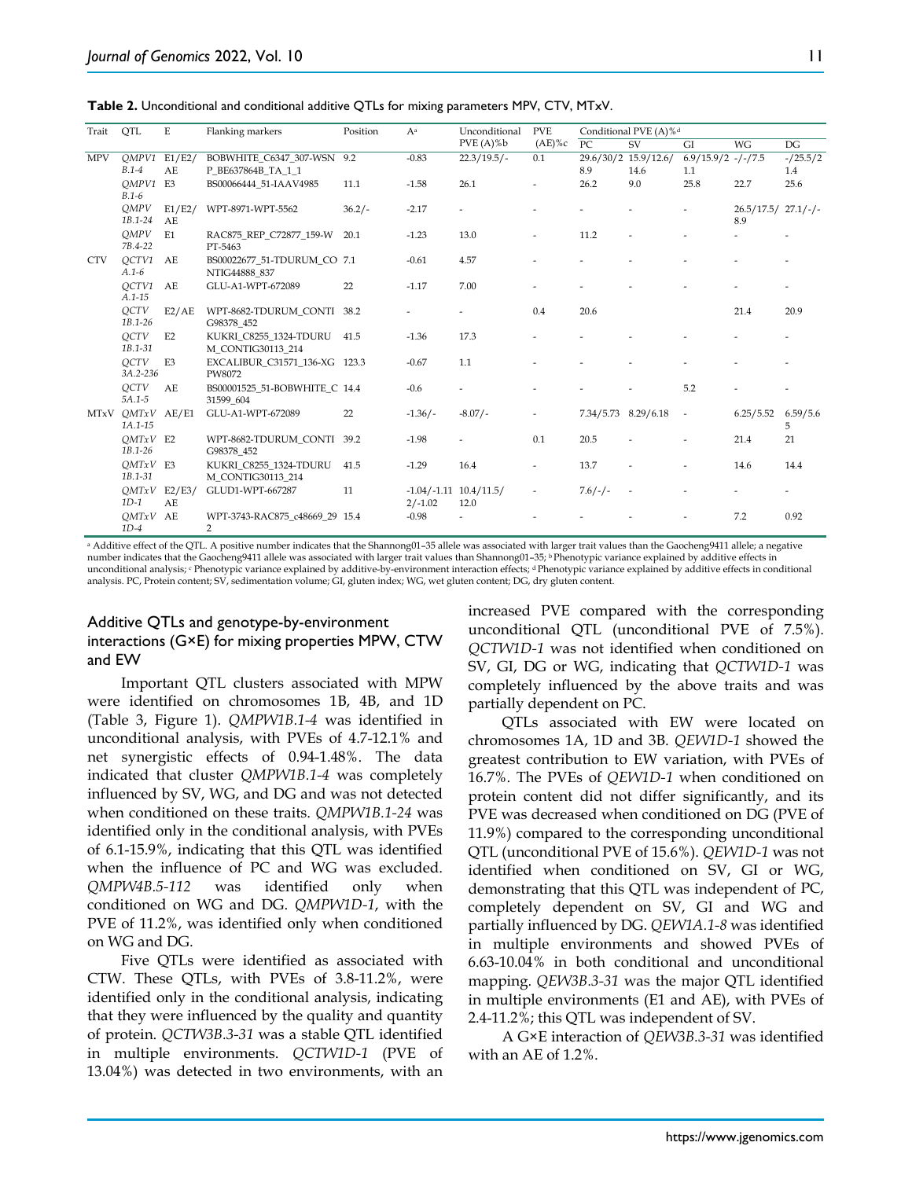**Table 2.** Unconditional and conditional additive QTLs for mixing parameters MPV, CTV, MTxV.

| Trait | QTL | E | Flanking markers | Position | A[a] | Unconditional PVE (A)%b | PVE (AE)%c | Conditional PVE (A)%[d] | | | | |
|---|---|---|---|---|---|---|---|---|---|---|---|---|
| | | | | | | | | PC | SV | GI | WG | DG |
| MPV | *QMPV1B.1-4* | E1/E2/AE | BOBWHITE_C6347_307-WSNP_BE637864B_TA_1_1 | 9.2 | -0.83 | 22.3/19.5/- | 0.1 | 29.6/30/28.9 | 15.9/12.6/14.6 | 6.9/15.9/21.1 | -/-/7.5 | -/25.5/21.4 |
| | *QMPV1B.1-6* | E3 | BS00066444_51-IAAV4985 | 11.1 | -1.58 | 26.1 | - | 26.2 | 9.0 | 25.8 | 22.7 | 25.6 |
| | *QMPV1B.1-24* | E1/E2/AE | WPT-8971-WPT-5562 | 36.2/- | -2.17 | - | - | - | - | - | 26.5/17.5/8.9 | 27.1/-/- |
| | *QMPV7B.4-22* | E1 | RAC875_REP_C72877_159-WPT-5463 | 20.1 | -1.23 | 13.0 | - | 11.2 | - | - | - | - |
| CTV | *QCTV1A.1-6* | AE | BS00022677_51-TDURUM_CONTIG44888_837 | 7.1 | -0.61 | 4.57 | - | - | - | - | - | - |
| | *QCTV1A.1-15* | AE | GLU-A1-WPT-672089 | 22 | -1.17 | 7.00 | - | - | - | - | - | - |
| | *QCTV1B.1-26* | E2/AE | WPT-8682-TDURUM_CONTIG98378_452 | 38.2 | - | - | 0.4 | 20.6 | | | 21.4 | 20.9 |
| | *QCTV1B.1-31* | E2 | KUKRI_C8255_1324-TDURUM_CONTIG30113_214 | 41.5 | -1.36 | 17.3 | - | - | - | - | - | - |
| | *QCTV3A.2-236* | E3 | EXCALIBUR_C31571_136-XGPW8072 | 123.3 | -0.67 | 1.1 | - | - | - | - | - | - |
| | *QCTV5A.1-5* | AE | BS00001525_51-BOBWHITE_C31599_604 | 14.4 | -0.6 | - | - | - | - | 5.2 | - | - |
| MTxV | *QMTxV1A.1-15* | AE/E1 | GLU-A1-WPT-672089 | 22 | -1.36/- | -8.07/- | - | 7.34/5.73 | 8.29/6.18 | - | 6.25/5.52 | 6.59/5.65 |
| | *QMTxV1B.1-26* | E2 | WPT-8682-TDURUM_CONTIG98378_452 | 39.2 | -1.98 | - | 0.1 | 20.5 | - | - | 21.4 | 21 |
| | *QMTxV1B.1-31* | E3 | KUKRI_C8255_1324-TDURUM_CONTIG30113_214 | 41.5 | -1.29 | 16.4 | - | 13.7 | - | - | 14.6 | 14.4 |
| | *QMTxV1D-1* | E2/E3/AE | GLUD1-WPT-667287 | 11 | -1.04/-1.12/-1.02 | 10.4/11.5/12.0 | - | 7.6/-/- | - | - | - | - |
| | *QMTxV1D-4* | AE | WPT-3743-RAC875_c48669_292 | 15.4 | -0.98 | - | - | - | - | - | 7.2 | 0.92 |

[a] Additive effect of the QTL. A positive number indicates that the Shannong01–35 allele was associated with larger trait values than the Gaocheng9411 allele; a negative number indicates that the Gaocheng9411 allele was associated with larger trait values than Shannong01–35; [b] Phenotypic variance explained by additive effects in unconditional analysis; [c] Phenotypic variance explained by additive-by-environment interaction effects; [d] Phenotypic variance explained by additive effects in conditional analysis. PC, Protein content; SV, sedimentation volume; GI, gluten index; WG, wet gluten content; DG, dry gluten content.

### Additive QTLs and genotype-by-environment interactions (G×E) for mixing properties MPW, CTW and EW

Important QTL clusters associated with MPW were identified on chromosomes 1B, 4B, and 1D (Table 3, Figure 1). *QMPW1B.1-4* was identified in unconditional analysis, with PVEs of 4.7-12.1% and net synergistic effects of 0.94-1.48%. The data indicated that cluster *QMPW1B.1-4* was completely influenced by SV, WG, and DG and was not detected when conditioned on these traits. *QMPW1B.1-24* was identified only in the conditional analysis, with PVEs of 6.1-15.9%, indicating that this QTL was identified when the influence of PC and WG was excluded. *QMPW4B.5-112* was identified only when conditioned on WG and DG. *QMPW1D-1*, with the PVE of 11.2%, was identified only when conditioned on WG and DG.

Five QTLs were identified as associated with CTW. These QTLs, with PVEs of 3.8-11.2%, were identified only in the conditional analysis, indicating that they were influenced by the quality and quantity of protein. *QCTW3B.3-31* was a stable QTL identified in multiple environments. *QCTW1D-1* (PVE of 13.04%) was detected in two environments, with an increased PVE compared with the corresponding unconditional QTL (unconditional PVE of 7.5%). *QCTW1D-1* was not identified when conditioned on SV, GI, DG or WG, indicating that *QCTW1D-1* was completely influenced by the above traits and was partially dependent on PC.

QTLs associated with EW were located on chromosomes 1A, 1D and 3B. *QEW1D-1* showed the greatest contribution to EW variation, with PVEs of 16.7%. The PVEs of *QEW1D-1* when conditioned on protein content did not differ significantly, and its PVE was decreased when conditioned on DG (PVE of 11.9%) compared to the corresponding unconditional QTL (unconditional PVE of 15.6%). *QEW1D-1* was not identified when conditioned on SV, GI or WG, demonstrating that this QTL was independent of PC, completely dependent on SV, GI and WG and partially influenced by DG. *QEW1A.1-8* was identified in multiple environments and showed PVEs of 6.63-10.04% in both conditional and unconditional mapping. *QEW3B.3-31* was the major QTL identified in multiple environments (E1 and AE), with PVEs of 2.4-11.2%; this QTL was independent of SV.

A G×E interaction of *QEW3B.3-31* was identified with an AE of 1.2%.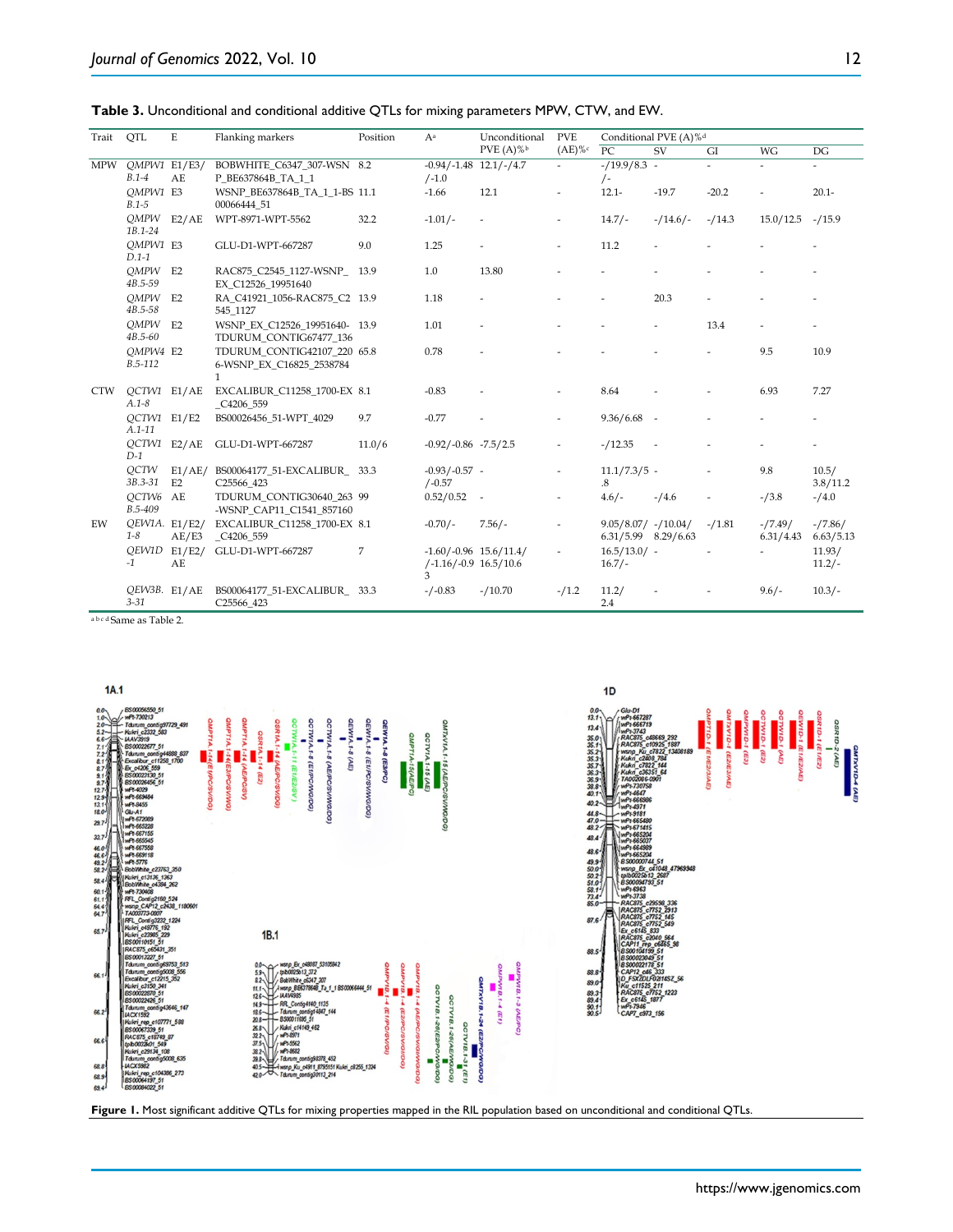**Table 3.** Unconditional and conditional additive QTLs for mixing parameters MPW, CTW, and EW.

| Trait | QTL | E | Flanking markers | Position | A[a] | Unconditional PVE (A)%[b] | PVE (AE)%[c] | Conditional PVE (A)%[d] | | | | |
|---|---|---|---|---|---|---|---|---|---|---|---|---|
| | | | | | | | | PC | SV | GI | WG | DG |
| MPW | QMPW1 B.1-4 | E1/E3/ AE | BOBWHITE_C6347_307-WSNP_BE637864B_TA_1_1 | 8.2 | -0.94/-1.48 /-1.0 | 12.1/-/4.7 | - | -/19.9/8.3 /- | - | - | - | - |
| | QMPW1 B.1-5 | E3 | WSNP_BE637864B_TA_1_1-BS 00066444_51 | 11.1 | -1.66 | 12.1 | - | 12.1- | -19.7 | -20.2 | - | 20.1- |
| | QMPW 1B.1-24 | E2/AE | WPT-8971-WPT-5562 | 32.2 | -1.01/- | - | - | 14.7/- | -/14.6/- | -/14.3 | 15.0/12.5 | -/15.9 |
| | QMPW1 D.1-1 | E3 | GLU-D1-WPT-667287 | 9.0 | 1.25 | - | - | 11.2 | - | - | - | - |
| | QMPW 4B.5-59 | E2 | RAC875_C2545_1127-WSNP_EX_C12526_19951640 | 13.9 | 1.0 | 13.80 | - | - | - | - | - | - |
| | QMPW 4B.5-58 | E2 | RA_C41921_1056-RAC875_C2 545_1127 | 13.9 | 1.18 | - | - | - | 20.3 | - | - | - |
| | QMPW 4B.5-60 | E2 | WSNP_EX_C12526_19951640-TDURUM_CONTIG67477_136 | 13.9 | 1.01 | - | - | - | - | 13.4 | - | - |
| | QMPW4 B.5-112 | E2 | TDURUM_CONTIG42107_220 6-WSNP_EX_C16825_2538784 1 | 65.8 | 0.78 | - | - | - | - | - | 9.5 | 10.9 |
| CTW | QCTW1 A.1-8 | E1/AE | EXCALIBUR_C11258_1700-EX _C4206_559 | 8.1 | -0.83 | - | - | 8.64 | - | - | 6.93 | 7.27 |
| | QCTW1 A.1-11 | E1/E2 | BS00026456_51-WPT_4029 | 9.7 | -0.77 | - | - | 9.36/6.68 | - | - | - | - |
| | QCTW1 D-1 | E2/AE | GLU-D1-WPT-667287 | 11.0/6 | -0.92/-0.86 | -7.5/2.5 | - | -/12.35 | - | - | - | - |
| | QCTW 3B.3-31 | E1/AE/ E2 | BS00064177_51-EXCALIBUR_C25566_423 | 33.3 | -0.93/-0.57 /-0.57 | - | - | 11.1/7.3/5 .8 | - | - | 9.8 | 10.5/ 3.8/11.2 |
| | QCTW6 B.5-409 | AE | TDURUM_CONTIG30640_263 -WSNP_CAP11_C1541_857160 | 99 | 0.52/0.52 | - | - | 4.6/- | -/4.6 | - | -/3.8 | -/4.0 |
| EW | QEW1A. 1-8 | E1/E2/ AE/E3 | EXCALIBUR_C11258_1700-EX _C4206_559 | 8.1 | -0.70/- | 7.56/- | - | 9.05/8.07/ 6.31/5.99 | -/10.04/ 8.29/6.63 | -/1.81 | -/7.49/ 6.31/4.43 | -/7.86/ 6.63/5.13 |
| | QEW1D -1 | E1/E2/ AE | GLU-D1-WPT-667287 | 7 | -1.60/-0.96 /-1.16/-0.9 3 | 15.6/11.4/ 16.5/10.6 | - | 16.5/13.0/ 16.7/- | - | - | - | 11.93/ 11.2/- |
| | QEW3B. 3-31 | E1/AE | BS00064177_51-EXCALIBUR_C25566_423 | 33.3 | -/-0.83 | -/10.70 | -/1.2 | 11.2/ 2.4 | - | - | 9.6/- | 10.3/- |

a b c d Same as Table 2.

**Figure 1.** Most significant additive QTLs for mixing properties mapped in the RIL population based on unconditional and conditional QTLs.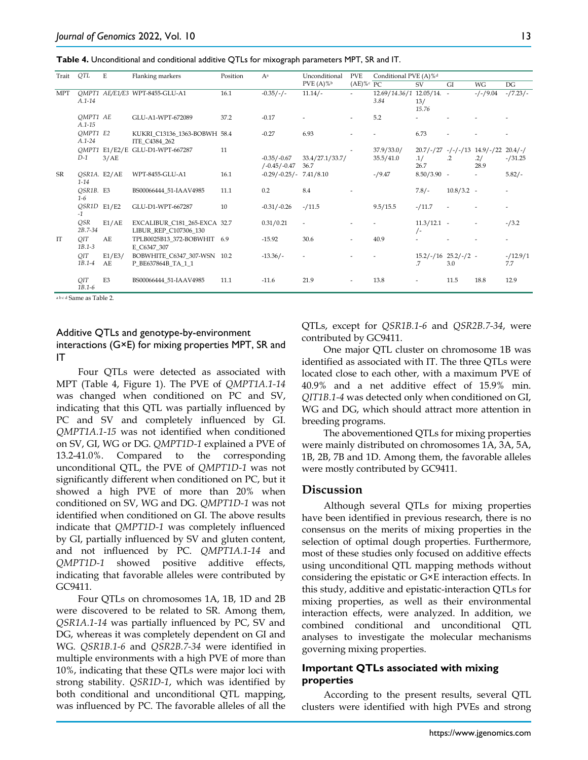**Table 4.** Unconditional and conditional additive QTLs for mixograph parameters MPT, SR and IT.

| Trait | QTL | E | Flanking markers | Position | A[a] | Unconditional PVE (A)%[b] | PVE (AE)%[c] | Conditional PVE (A)%[d] | | | | |
|---|---|---|---|---|---|---|---|---|---|---|---|---|
| | | | | | | | | PC | SV | GI | WG | DG |
| MPT | *QMPT1A.1-14* | AE/E1/E3 | WPT-8455-GLU-A1 | 16.1 | -0.35/-/- | 11.14/- | - | 12.69/*14.36*/13.84 | 12.05/14.13/*15.76* | - | -/-/9.04 | -/7.23/- |
| | *QMPT1A.1-15* | AE | GLU-A1-WPT-672089 | 37.2 | -0.17 | - | - | 5.2 | - | - | - | - |
| | *QMPT1A.1-24* | E2 | KUKRI_C13136_1363-BOBWHITE_C4384_262 | 58.4 | -0.27 | 6.93 | - | - | 6.73 | - | - | - |
| | *QMPT1D-1* | E1/E2/E3/AE | GLU-D1-WPT-667287 | 11 | -0.35/-0.67/-0.45/-0.47 | 33.4/27.1/33.7/36.7 | - | 37.9/33.0/35.5/41.0 | 20.7/-/27.1/26.7 | -/-/-/13.2 | 14.9/-/22.2/28.9 | 20.4/-/-/31.25 |
| SR | *QSR1A.1-14* | E2/AE | WPT-8455-GLU-A1 | 16.1 | -0.29/-0.25/- | 7.41/8.10 | | -/9.47 | 8.50/3.90 | - | - | 5.82/- |
| | *QSR1B.1-6* | E3 | BS00066444_51-IAAV4985 | 11.1 | 0.2 | 8.4 | - | | 7.8/- | 10.8/3.2 | - | - |
| | *QSR1D-1* | E1/E2 | GLU-D1-WPT-667287 | 10 | -0.31/-0.26 | -/11.5 | | 9.5/15.5 | -/11.7 | - | - | - |
| | *QSR2B.7-34* | E1/AE | EXCALIBUR_C181_265-EXCALIBUR_REP_C107306_130 | 32.7 | 0.31/0.21 | - | - | - | 11.3/12.1/- | - | - | -/3.2 |
| IT | *QIT1B.1-3* | AE | TPLB0025B13_372-BOBWHITE_C6347_307 | 6.9 | -15.92 | 30.6 | - | 40.9 | - | - | - | - |
| | *QIT1B.1-4* | E1/E3/AE | BOBWHITE_C6347_307-WSNP_BE637864B_TA_1_1 | 10.2 | -13.36/- | - | - | - | 15.2/-/16.7 | 25.2/-/23.0 | - | -/12.9/17.7 |
| | *QIT1B.1-6* | E3 | BS00066444_51-IAAV4985 | 11.1 | -11.6 | 21.9 | - | 13.8 | - | 11.5 | 18.8 | 12.9 |

a b c d Same as Table 2.

### Additive QTLs and genotype-by-environment interactions (G×E) for mixing properties MPT, SR and IT

Four QTLs were detected as associated with MPT (Table 4, Figure 1). The PVE of *QMPT1A.1-14* was changed when conditioned on PC and SV, indicating that this QTL was partially influenced by PC and SV and completely influenced by GI. *QMPT1A.1-15* was not identified when conditioned on SV, GI, WG or DG. *QMPT1D-1* explained a PVE of 13.2-41.0%. Compared to the corresponding unconditional QTL, the PVE of *QMPT1D-1* was not significantly different when conditioned on PC, but it showed a high PVE of more than 20% when conditioned on SV, WG and DG. *QMPT1D-1* was not identified when conditioned on GI. The above results indicate that *QMPT1D-1* was completely influenced by GI, partially influenced by SV and gluten content, and not influenced by PC. *QMPT1A.1-14* and *QMPT1D-1* showed positive additive effects, indicating that favorable alleles were contributed by GC9411.

Four QTLs on chromosomes 1A, 1B, 1D and 2B were discovered to be related to SR. Among them, *QSR1A.1-14* was partially influenced by PC, SV and DG, whereas it was completely dependent on GI and WG. *QSR1B.1-6* and *QSR2B.7-34* were identified in multiple environments with a high PVE of more than 10%, indicating that these QTLs were major loci with strong stability. *QSR1D-1*, which was identified by both conditional and unconditional QTL mapping, was influenced by PC. The favorable alleles of all the QTLs, except for *QSR1B.1-6* and *QSR2B.7-34*, were contributed by GC9411.

One major QTL cluster on chromosome 1B was identified as associated with IT. The three QTLs were located close to each other, with a maximum PVE of 40.9% and a net additive effect of 15.9% min. *QIT1B.1-4* was detected only when conditioned on GI, WG and DG, which should attract more attention in breeding programs.

The abovementioned QTLs for mixing properties were mainly distributed on chromosomes 1A, 3A, 5A, 1B, 2B, 7B and 1D. Among them, the favorable alleles were mostly contributed by GC9411.

## Discussion

Although several QTLs for mixing properties have been identified in previous research, there is no consensus on the merits of mixing properties in the selection of optimal dough properties. Furthermore, most of these studies only focused on additive effects using unconditional QTL mapping methods without considering the epistatic or G×E interaction effects. In this study, additive and epistatic-interaction QTLs for mixing properties, as well as their environmental interaction effects, were analyzed. In addition, we combined conditional and unconditional QTL analyses to investigate the molecular mechanisms governing mixing properties.

### Important QTLs associated with mixing properties

According to the present results, several QTL clusters were identified with high PVEs and strong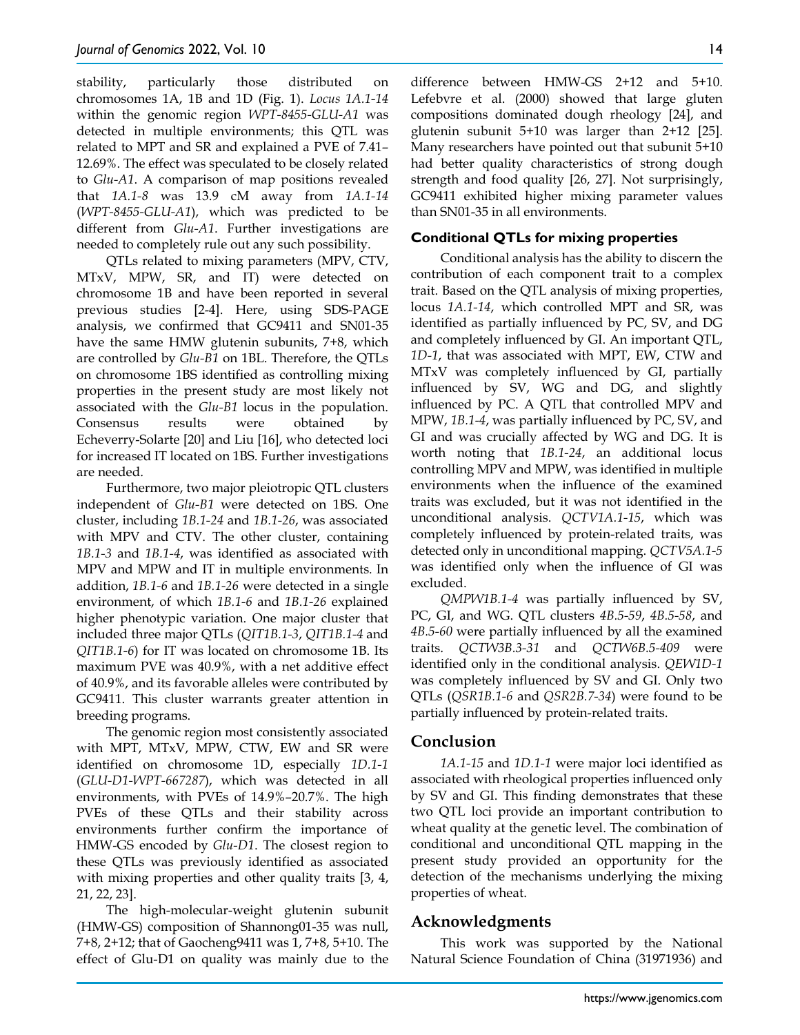stability, particularly those distributed on chromosomes 1A, 1B and 1D (Fig. 1). *Locus 1A.1-14* within the genomic region *WPT-8455-GLU-A1* was detected in multiple environments; this QTL was related to MPT and SR and explained a PVE of 7.41–12.69%. The effect was speculated to be closely related to *Glu-A1*. A comparison of map positions revealed that *1A.1-8* was 13.9 cM away from *1A.1-14* (*WPT-8455-GLU-A1*), which was predicted to be different from *Glu-A1*. Further investigations are needed to completely rule out any such possibility.

QTLs related to mixing parameters (MPV, CTV, MTxV, MPW, SR, and IT) were detected on chromosome 1B and have been reported in several previous studies [2-4]. Here, using SDS-PAGE analysis, we confirmed that GC9411 and SN01-35 have the same HMW glutenin subunits, 7+8, which are controlled by *Glu-B1* on 1BL. Therefore, the QTLs on chromosome 1BS identified as controlling mixing properties in the present study are most likely not associated with the *Glu-B1* locus in the population. Consensus results were obtained by Echeverry-Solarte [20] and Liu [16], who detected loci for increased IT located on 1BS. Further investigations are needed.

Furthermore, two major pleiotropic QTL clusters independent of *Glu-B1* were detected on 1BS. One cluster, including *1B.1-24* and *1B.1-26*, was associated with MPV and CTV. The other cluster, containing *1B.1-3* and *1B.1-4*, was identified as associated with MPV and MPW and IT in multiple environments. In addition, *1B.1-6* and *1B.1-26* were detected in a single environment, of which *1B.1-6* and *1B.1-26* explained higher phenotypic variation. One major cluster that included three major QTLs (*QIT1B.1-3*, *QIT1B.1-4* and *QIT1B.1-6*) for IT was located on chromosome 1B. Its maximum PVE was 40.9%, with a net additive effect of 40.9%, and its favorable alleles were contributed by GC9411. This cluster warrants greater attention in breeding programs.

The genomic region most consistently associated with MPT, MTxV, MPW, CTW, EW and SR were identified on chromosome 1D, especially *1D.1-1* (*GLU-D1-WPT-667287*), which was detected in all environments, with PVEs of 14.9%–20.7%. The high PVEs of these QTLs and their stability across environments further confirm the importance of HMW-GS encoded by *Glu-D1*. The closest region to these QTLs was previously identified as associated with mixing properties and other quality traits [3, 4, 21, 22, 23].

The high-molecular-weight glutenin subunit (HMW-GS) composition of Shannong01-35 was null, 7+8, 2+12; that of Gaocheng9411 was 1, 7+8, 5+10. The effect of Glu-D1 on quality was mainly due to the difference between HMW-GS 2+12 and 5+10. Lefebvre et al. (2000) showed that large gluten compositions dominated dough rheology [24], and glutenin subunit 5+10 was larger than 2+12 [25]. Many researchers have pointed out that subunit 5+10 had better quality characteristics of strong dough strength and food quality [26, 27]. Not surprisingly, GC9411 exhibited higher mixing parameter values than SN01-35 in all environments.

### Conditional QTLs for mixing properties

Conditional analysis has the ability to discern the contribution of each component trait to a complex trait. Based on the QTL analysis of mixing properties, locus *1A.1-14*, which controlled MPT and SR, was identified as partially influenced by PC, SV, and DG and completely influenced by GI. An important QTL, *1D-1*, that was associated with MPT, EW, CTW and MTxV was completely influenced by GI, partially influenced by SV, WG and DG, and slightly influenced by PC. A QTL that controlled MPV and MPW, *1B.1-4*, was partially influenced by PC, SV, and GI and was crucially affected by WG and DG. It is worth noting that *1B.1-24*, an additional locus controlling MPV and MPW, was identified in multiple environments when the influence of the examined traits was excluded, but it was not identified in the unconditional analysis. *QCTV1A.1-15*, which was completely influenced by protein-related traits, was detected only in unconditional mapping. *QCTV5A.1-5* was identified only when the influence of GI was excluded.

*QMPW1B.1-4* was partially influenced by SV, PC, GI, and WG. QTL clusters *4B.5-59*, *4B.5-58*, and *4B.5-60* were partially influenced by all the examined traits. *QCTW3B.3-31* and *QCTW6B.5-409* were identified only in the conditional analysis. *QEW1D-1* was completely influenced by SV and GI. Only two QTLs (*QSR1B.1-6* and *QSR2B.7-34*) were found to be partially influenced by protein-related traits.

## Conclusion

*1A.1-15* and *1D.1-1* were major loci identified as associated with rheological properties influenced only by SV and GI. This finding demonstrates that these two QTL loci provide an important contribution to wheat quality at the genetic level. The combination of conditional and unconditional QTL mapping in the present study provided an opportunity for the detection of the mechanisms underlying the mixing properties of wheat.

## Acknowledgments

This work was supported by the National Natural Science Foundation of China (31971936) and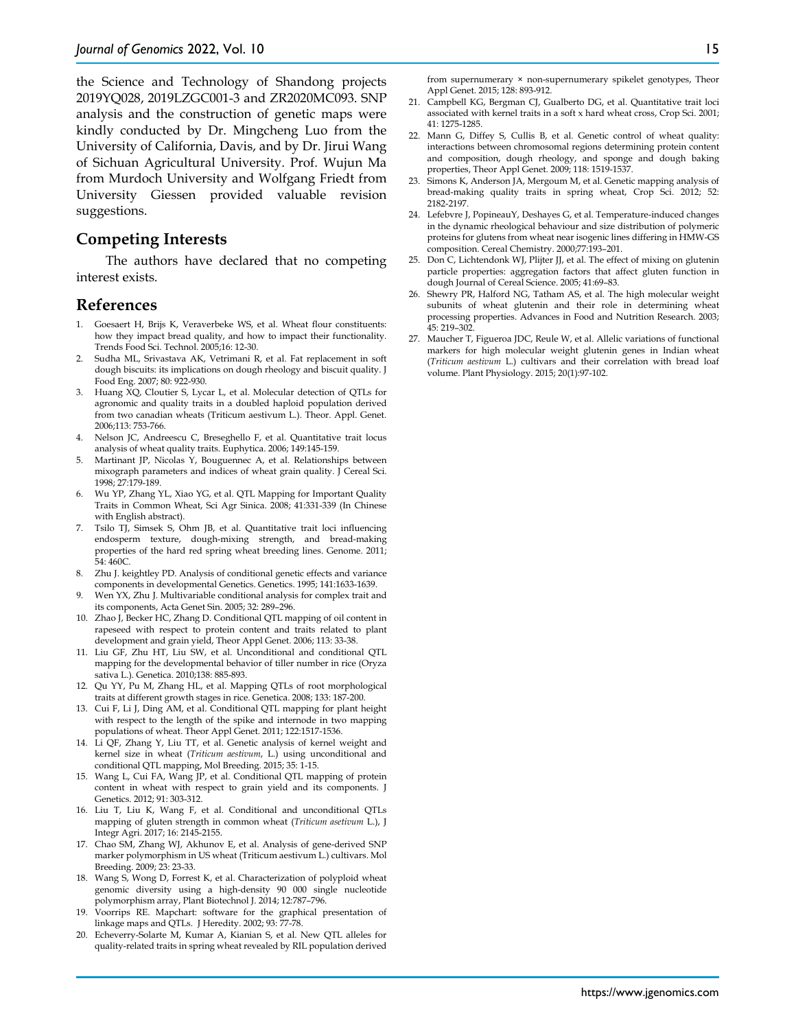the Science and Technology of Shandong projects 2019YQ028, 2019LZGC001-3 and ZR2020MC093. SNP analysis and the construction of genetic maps were kindly conducted by Dr. Mingcheng Luo from the University of California, Davis, and by Dr. Jirui Wang of Sichuan Agricultural University. Prof. Wujun Ma from Murdoch University and Wolfgang Friedt from University Giessen provided valuable revision suggestions.

## Competing Interests

The authors have declared that no competing interest exists.

## References

1. Goesaert H, Brijs K, Veraverbeke WS, et al. Wheat flour constituents: how they impact bread quality, and how to impact their functionality. Trends Food Sci. Technol. 2005;16: 12-30.
2. Sudha ML, Srivastava AK, Vetrimani R, et al. Fat replacement in soft dough biscuits: its implications on dough rheology and biscuit quality. J Food Eng. 2007; 80: 922-930.
3. Huang XQ, Cloutier S, Lycar L, et al. Molecular detection of QTLs for agronomic and quality traits in a doubled haploid population derived from two canadian wheats (Triticum aestivum L.). Theor. Appl. Genet. 2006;113: 753-766.
4. Nelson JC, Andreescu C, Breseghello F, et al. Quantitative trait locus analysis of wheat quality traits. Euphytica. 2006; 149:145-159.
5. Martinant JP, Nicolas Y, Bouguennec A, et al. Relationships between mixograph parameters and indices of wheat grain quality. J Cereal Sci. 1998; 27:179-189.
6. Wu YP, Zhang YL, Xiao YG, et al. QTL Mapping for Important Quality Traits in Common Wheat, Sci Agr Sinica. 2008; 41:331-339 (In Chinese with English abstract).
7. Tsilo TJ, Simsek S, Ohm JB, et al. Quantitative trait loci influencing endosperm texture, dough-mixing strength, and bread-making properties of the hard red spring wheat breeding lines. Genome. 2011; 54: 460C.
8. Zhu J. keightley PD. Analysis of conditional genetic effects and variance components in developmental Genetics. Genetics. 1995; 141:1633-1639.
9. Wen YX, Zhu J. Multivariable conditional analysis for complex trait and its components, Acta Genet Sin. 2005; 32: 289–296.
10. Zhao J, Becker HC, Zhang D. Conditional QTL mapping of oil content in rapeseed with respect to protein content and traits related to plant development and grain yield, Theor Appl Genet. 2006; 113: 33-38.
11. Liu GF, Zhu HT, Liu SW, et al. Unconditional and conditional QTL mapping for the developmental behavior of tiller number in rice (Oryza sativa L.). Genetica. 2010;138: 885-893.
12. Qu YY, Pu M, Zhang HL, et al. Mapping QTLs of root morphological traits at different growth stages in rice. Genetica. 2008; 133: 187-200.
13. Cui F, Li J, Ding AM, et al. Conditional QTL mapping for plant height with respect to the length of the spike and internode in two mapping populations of wheat. Theor Appl Genet. 2011; 122:1517-1536.
14. Li QF, Zhang Y, Liu TT, et al. Genetic analysis of kernel weight and kernel size in wheat (*Triticum aestivum*, L.) using unconditional and conditional QTL mapping, Mol Breeding. 2015; 35: 1-15.
15. Wang L, Cui FA, Wang JP, et al. Conditional QTL mapping of protein content in wheat with respect to grain yield and its components. J Genetics. 2012; 91: 303-312.
16. Liu T, Liu K, Wang F, et al. Conditional and unconditional QTLs mapping of gluten strength in common wheat (*Triticum asetivum* L.), J Integr Agri. 2017; 16: 2145-2155.
17. Chao SM, Zhang WJ, Akhunov E, et al. Analysis of gene-derived SNP marker polymorphism in US wheat (Triticum aestivum L.) cultivars. Mol Breeding. 2009; 23: 23-33.
18. Wang S, Wong D, Forrest K, et al. Characterization of polyploid wheat genomic diversity using a high-density 90 000 single nucleotide polymorphism array, Plant Biotechnol J. 2014; 12:787–796.
19. Voorrips RE. Mapchart: software for the graphical presentation of linkage maps and QTLs. J Heredity. 2002; 93: 77-78.
20. Echeverry-Solarte M, Kumar A, Kianian S, et al. New QTL alleles for quality-related traits in spring wheat revealed by RIL population derived from supernumerary × non-supernumerary spikelet genotypes, Theor Appl Genet. 2015; 128: 893-912.
21. Campbell KG, Bergman CJ, Gualberto DG, et al. Quantitative trait loci associated with kernel traits in a soft x hard wheat cross, Crop Sci. 2001; 41: 1275-1285.
22. Mann G, Diffey S, Cullis B, et al. Genetic control of wheat quality: interactions between chromosomal regions determining protein content and composition, dough rheology, and sponge and dough baking properties, Theor Appl Genet. 2009; 118: 1519-1537.
23. Simons K, Anderson JA, Mergoum M, et al. Genetic mapping analysis of bread-making quality traits in spring wheat, Crop Sci. 2012; 52: 2182-2197.
24. Lefebvre J, PopineauY, Deshayes G, et al. Temperature-induced changes in the dynamic rheological behaviour and size distribution of polymeric proteins for glutens from wheat near isogenic lines differing in HMW-GS composition. Cereal Chemistry. 2000;77:193–201.
25. Don C, Lichtendonk WJ, Plijter JJ, et al. The effect of mixing on glutenin particle properties: aggregation factors that affect gluten function in dough Journal of Cereal Science. 2005; 41:69–83.
26. Shewry PR, Halford NG, Tatham AS, et al. The high molecular weight subunits of wheat glutenin and their role in determining wheat processing properties. Advances in Food and Nutrition Research. 2003; 45: 219–302.
27. Maucher T, Figueroa JDC, Reule W, et al. Allelic variations of functional markers for high molecular weight glutenin genes in Indian wheat (*Triticum aestivum* L.) cultivars and their correlation with bread loaf volume. Plant Physiology. 2015; 20(1):97-102.